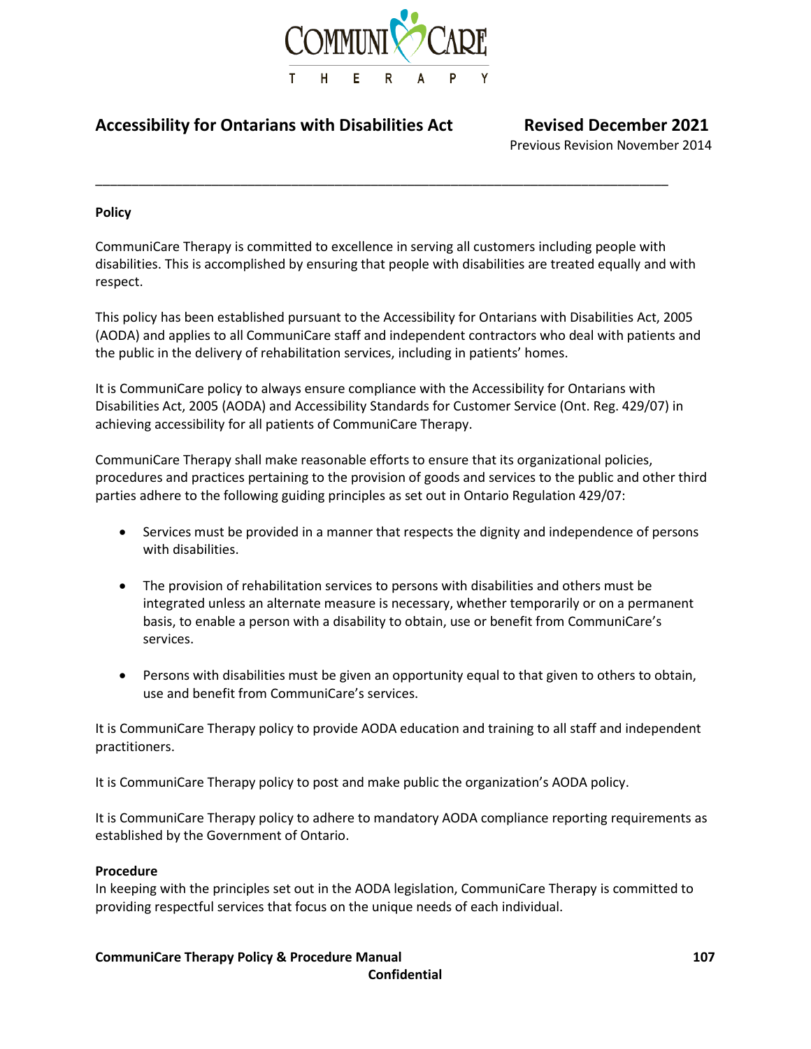# Accessibility for Ontarians with Disabilities Act

**Revised December 2021**
Previous Revision November 2014

---

**Policy**

CommuniCare Therapy is committed to excellence in serving all customers including people with disabilities. This is accomplished by ensuring that people with disabilities are treated equally and with respect.

This policy has been established pursuant to the Accessibility for Ontarians with Disabilities Act, 2005 (AODA) and applies to all CommuniCare staff and independent contractors who deal with patients and the public in the delivery of rehabilitation services, including in patients' homes.

It is CommuniCare policy to always ensure compliance with the Accessibility for Ontarians with Disabilities Act, 2005 (AODA) and Accessibility Standards for Customer Service (Ont. Reg. 429/07) in achieving accessibility for all patients of CommuniCare Therapy.

CommuniCare Therapy shall make reasonable efforts to ensure that its organizational policies, procedures and practices pertaining to the provision of goods and services to the public and other third parties adhere to the following guiding principles as set out in Ontario Regulation 429/07:

- Services must be provided in a manner that respects the dignity and independence of persons with disabilities.
- The provision of rehabilitation services to persons with disabilities and others must be integrated unless an alternate measure is necessary, whether temporarily or on a permanent basis, to enable a person with a disability to obtain, use or benefit from CommuniCare's services.
- Persons with disabilities must be given an opportunity equal to that given to others to obtain, use and benefit from CommuniCare's services.

It is CommuniCare Therapy policy to provide AODA education and training to all staff and independent practitioners.

It is CommuniCare Therapy policy to post and make public the organization's AODA policy.

It is CommuniCare Therapy policy to adhere to mandatory AODA compliance reporting requirements as established by the Government of Ontario.

**Procedure**

In keeping with the principles set out in the AODA legislation, CommuniCare Therapy is committed to providing respectful services that focus on the unique needs of each individual.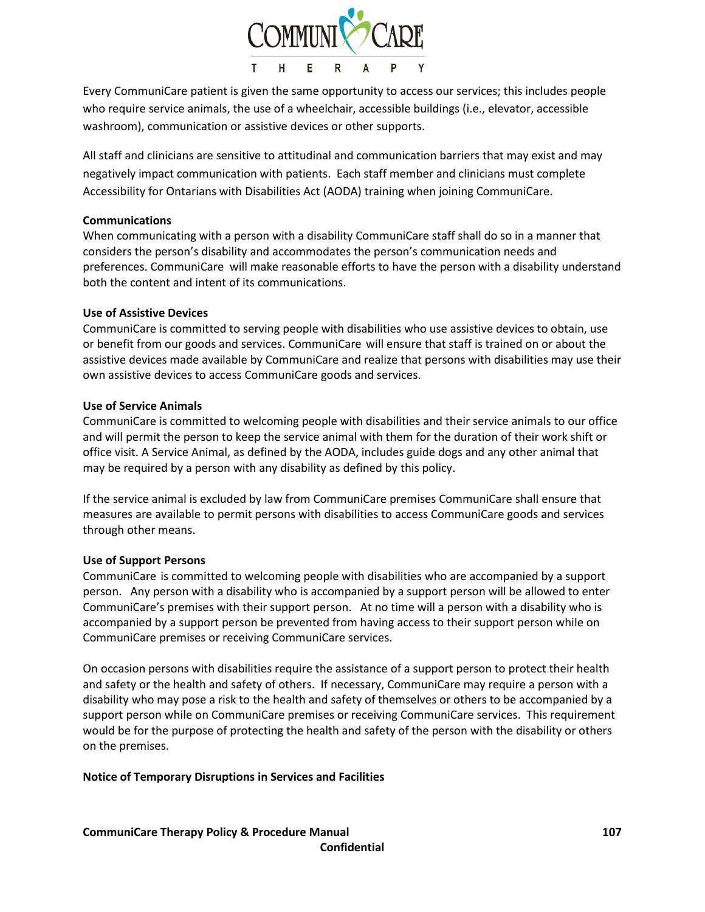Every CommuniCare patient is given the same opportunity to access our services; this includes people who require service animals, the use of a wheelchair, accessible buildings (i.e., elevator, accessible washroom), communication or assistive devices or other supports.

All staff and clinicians are sensitive to attitudinal and communication barriers that may exist and may negatively impact communication with patients. Each staff member and clinicians must complete Accessibility for Ontarians with Disabilities Act (AODA) training when joining CommuniCare.

**Communications**

When communicating with a person with a disability CommuniCare staff shall do so in a manner that considers the person's disability and accommodates the person's communication needs and preferences. CommuniCare will make reasonable efforts to have the person with a disability understand both the content and intent of its communications.

**Use of Assistive Devices**

CommuniCare is committed to serving people with disabilities who use assistive devices to obtain, use or benefit from our goods and services. CommuniCare will ensure that staff is trained on or about the assistive devices made available by CommuniCare and realize that persons with disabilities may use their own assistive devices to access CommuniCare goods and services.

**Use of Service Animals**

CommuniCare is committed to welcoming people with disabilities and their service animals to our office and will permit the person to keep the service animal with them for the duration of their work shift or office visit. A Service Animal, as defined by the AODA, includes guide dogs and any other animal that may be required by a person with any disability as defined by this policy.

If the service animal is excluded by law from CommuniCare premises CommuniCare shall ensure that measures are available to permit persons with disabilities to access CommuniCare goods and services through other means.

**Use of Support Persons**

CommuniCare is committed to welcoming people with disabilities who are accompanied by a support person. Any person with a disability who is accompanied by a support person will be allowed to enter CommuniCare's premises with their support person. At no time will a person with a disability who is accompanied by a support person be prevented from having access to their support person while on CommuniCare premises or receiving CommuniCare services.

On occasion persons with disabilities require the assistance of a support person to protect their health and safety or the health and safety of others. If necessary, CommuniCare may require a person with a disability who may pose a risk to the health and safety of themselves or others to be accompanied by a support person while on CommuniCare premises or receiving CommuniCare services. This requirement would be for the purpose of protecting the health and safety of the person with the disability or others on the premises.

**Notice of Temporary Disruptions in Services and Facilities**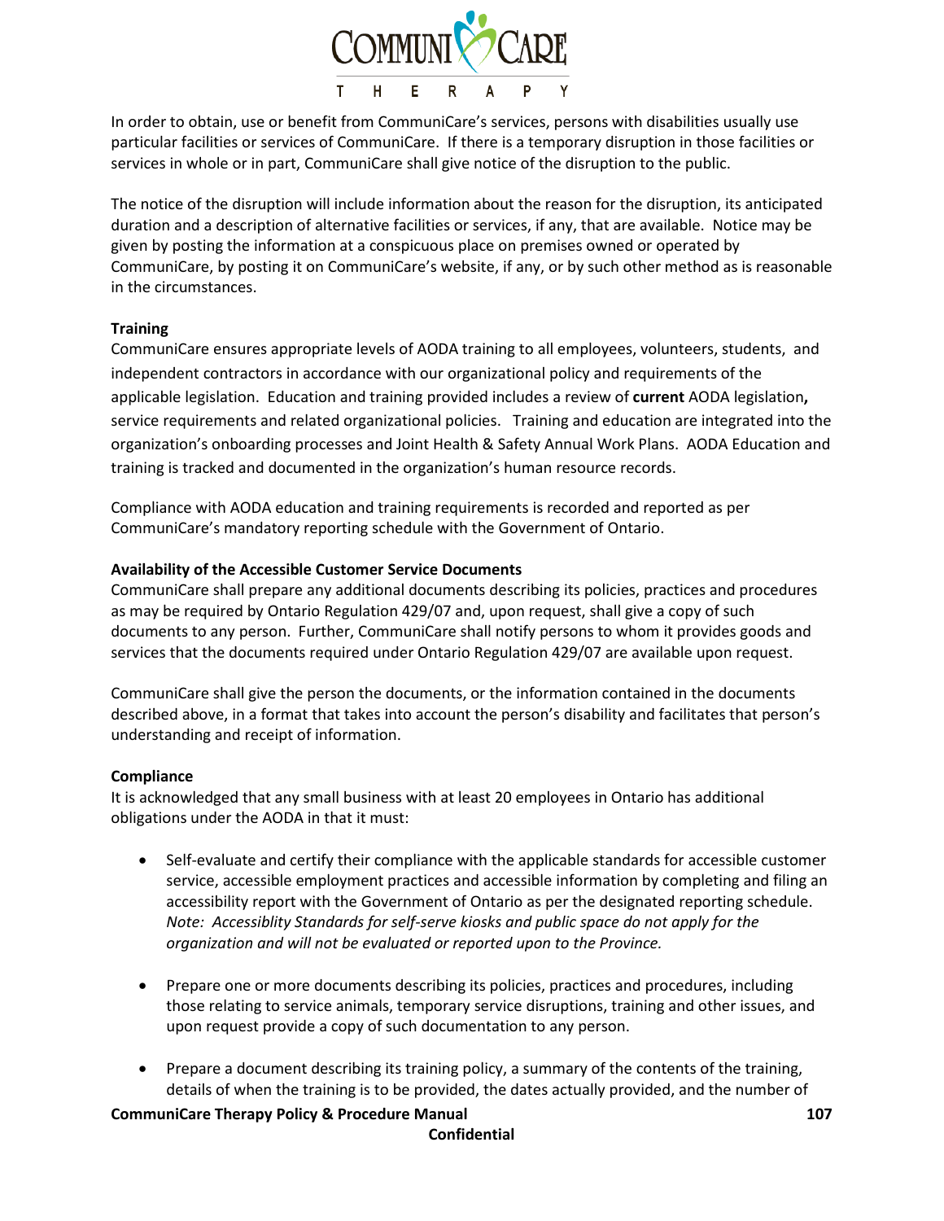In order to obtain, use or benefit from CommuniCare's services, persons with disabilities usually use particular facilities or services of CommuniCare. If there is a temporary disruption in those facilities or services in whole or in part, CommuniCare shall give notice of the disruption to the public.

The notice of the disruption will include information about the reason for the disruption, its anticipated duration and a description of alternative facilities or services, if any, that are available. Notice may be given by posting the information at a conspicuous place on premises owned or operated by CommuniCare, by posting it on CommuniCare's website, if any, or by such other method as is reasonable in the circumstances.

**Training**

CommuniCare ensures appropriate levels of AODA training to all employees, volunteers, students, and independent contractors in accordance with our organizational policy and requirements of the applicable legislation. Education and training provided includes a review of **current** AODA legislation**,** service requirements and related organizational policies. Training and education are integrated into the organization's onboarding processes and Joint Health & Safety Annual Work Plans. AODA Education and training is tracked and documented in the organization's human resource records.

Compliance with AODA education and training requirements is recorded and reported as per CommuniCare's mandatory reporting schedule with the Government of Ontario.

**Availability of the Accessible Customer Service Documents**

CommuniCare shall prepare any additional documents describing its policies, practices and procedures as may be required by Ontario Regulation 429/07 and, upon request, shall give a copy of such documents to any person. Further, CommuniCare shall notify persons to whom it provides goods and services that the documents required under Ontario Regulation 429/07 are available upon request.

CommuniCare shall give the person the documents, or the information contained in the documents described above, in a format that takes into account the person's disability and facilitates that person's understanding and receipt of information.

**Compliance**

It is acknowledged that any small business with at least 20 employees in Ontario has additional obligations under the AODA in that it must:

- Self-evaluate and certify their compliance with the applicable standards for accessible customer service, accessible employment practices and accessible information by completing and filing an accessibility report with the Government of Ontario as per the designated reporting schedule. *Note: Accessiblity Standards for self-serve kiosks and public space do not apply for the organization and will not be evaluated or reported upon to the Province.*

- Prepare one or more documents describing its policies, practices and procedures, including those relating to service animals, temporary service disruptions, training and other issues, and upon request provide a copy of such documentation to any person.

- Prepare a document describing its training policy, a summary of the contents of the training, details of when the training is to be provided, the dates actually provided, and the number of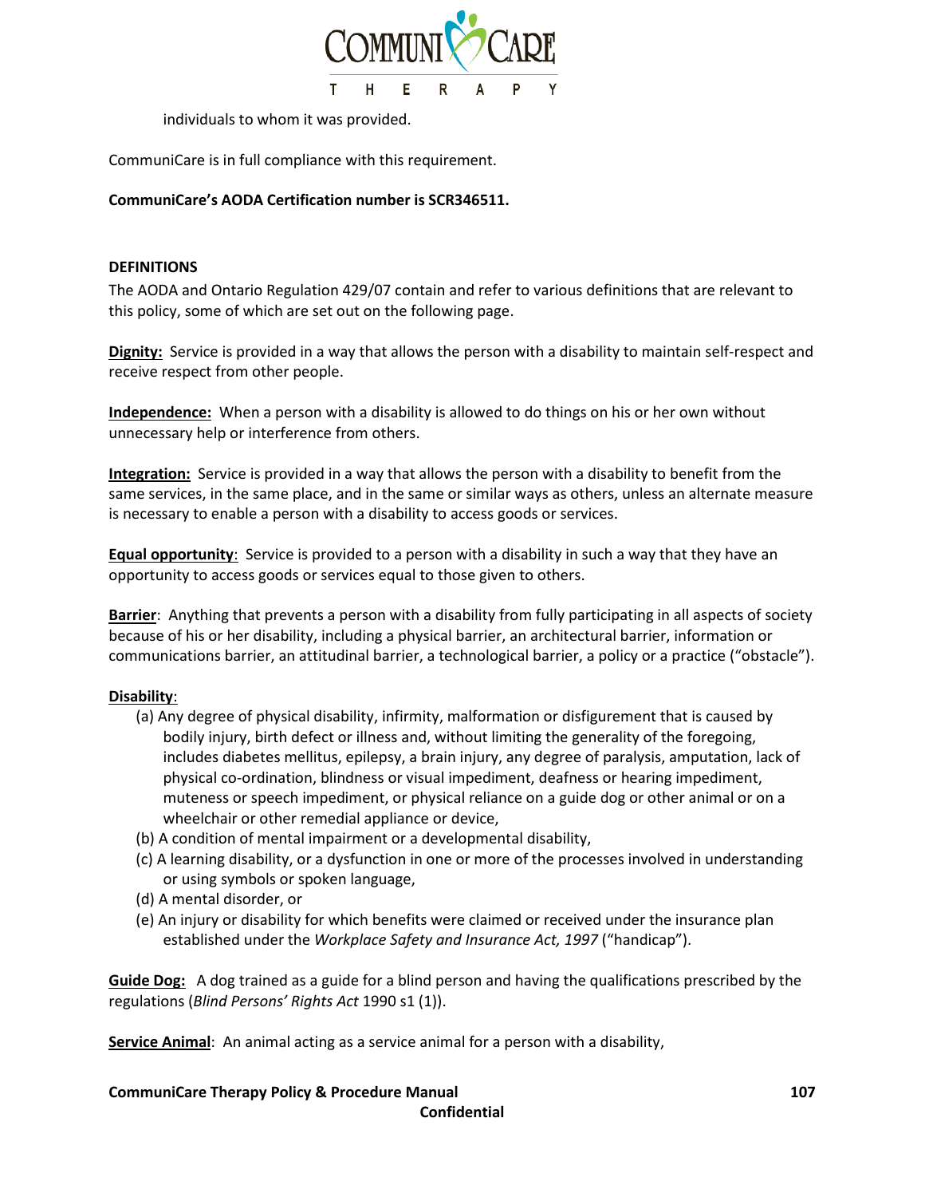individuals to whom it was provided.

CommuniCare is in full compliance with this requirement.

**CommuniCare's AODA Certification number is SCR346511.**

**DEFINITIONS**

The AODA and Ontario Regulation 429/07 contain and refer to various definitions that are relevant to this policy, some of which are set out on the following page.

**Dignity:** Service is provided in a way that allows the person with a disability to maintain self-respect and receive respect from other people.

**Independence:** When a person with a disability is allowed to do things on his or her own without unnecessary help or interference from others.

**Integration:** Service is provided in a way that allows the person with a disability to benefit from the same services, in the same place, and in the same or similar ways as others, unless an alternate measure is necessary to enable a person with a disability to access goods or services.

**Equal opportunity**: Service is provided to a person with a disability in such a way that they have an opportunity to access goods or services equal to those given to others.

**Barrier**: Anything that prevents a person with a disability from fully participating in all aspects of society because of his or her disability, including a physical barrier, an architectural barrier, information or communications barrier, an attitudinal barrier, a technological barrier, a policy or a practice ("obstacle").

**Disability**:

(a) Any degree of physical disability, infirmity, malformation or disfigurement that is caused by bodily injury, birth defect or illness and, without limiting the generality of the foregoing, includes diabetes mellitus, epilepsy, a brain injury, any degree of paralysis, amputation, lack of physical co-ordination, blindness or visual impediment, deafness or hearing impediment, muteness or speech impediment, or physical reliance on a guide dog or other animal or on a wheelchair or other remedial appliance or device,
(b) A condition of mental impairment or a developmental disability,
(c) A learning disability, or a dysfunction in one or more of the processes involved in understanding or using symbols or spoken language,
(d) A mental disorder, or
(e) An injury or disability for which benefits were claimed or received under the insurance plan established under the *Workplace Safety and Insurance Act, 1997* ("handicap").

**Guide Dog:** A dog trained as a guide for a blind person and having the qualifications prescribed by the regulations (*Blind Persons' Rights Act* 1990 s1 (1)).

**Service Animal**: An animal acting as a service animal for a person with a disability,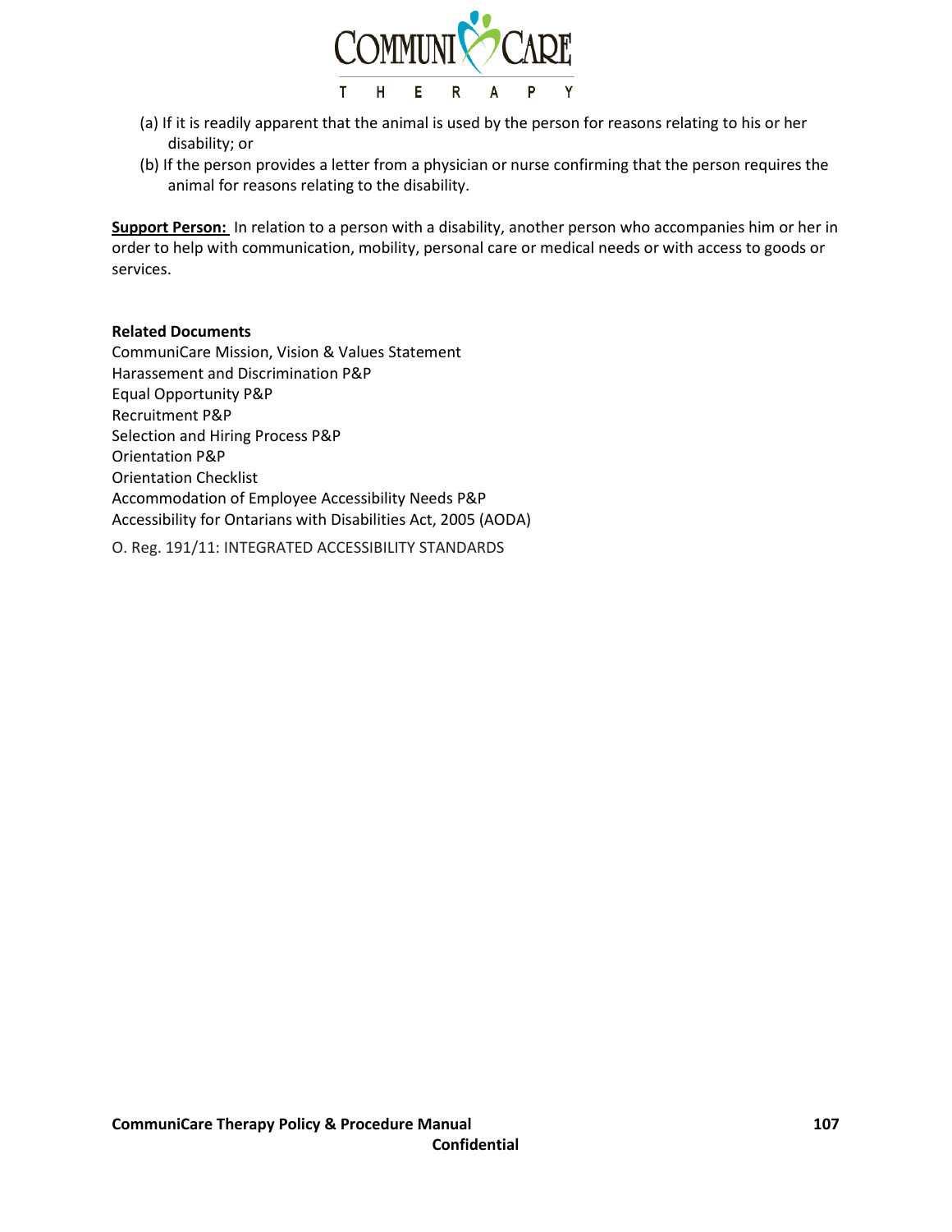(a) If it is readily apparent that the animal is used by the person for reasons relating to his or her disability; or

(b) If the person provides a letter from a physician or nurse confirming that the person requires the animal for reasons relating to the disability.

**Support Person:** In relation to a person with a disability, another person who accompanies him or her in order to help with communication, mobility, personal care or medical needs or with access to goods or services.

**Related Documents**

CommuniCare Mission, Vision & Values Statement
Harassement and Discrimination P&P
Equal Opportunity P&P
Recruitment P&P
Selection and Hiring Process P&P
Orientation P&P
Orientation Checklist
Accommodation of Employee Accessibility Needs P&P
Accessibility for Ontarians with Disabilities Act, 2005 (AODA)

O. Reg. 191/11: INTEGRATED ACCESSIBILITY STANDARDS